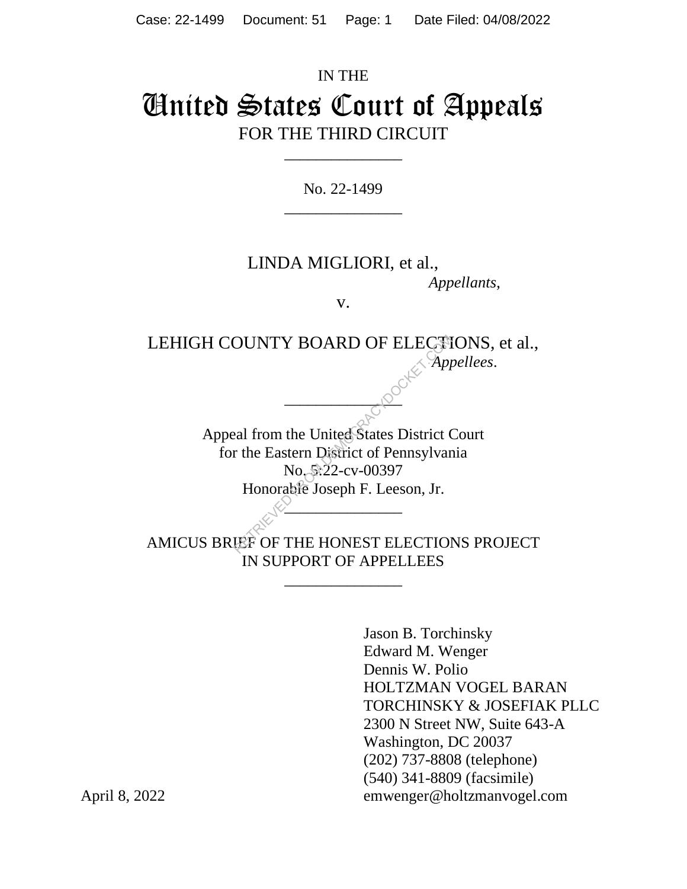IN THE

# United States Court of Appeals

FOR THE THIRD CIRCUIT

______________

No. 22-1499

______________

LINDA MIGLIORI, et al.,

*Appellants*,

v.

LEHIGH COUNTY BOARD OF ELECTIONS, et al.,

*Appellees*.

______________

Appeal from the United States District Court
for the Eastern District of Pennsylvania
No. 5:22-cv-00397
Honorable Joseph F. Leeson, Jr.

______________

AMICUS BRIEF OF THE HONEST ELECTIONS PROJECT
IN SUPPORT OF APPELLEES

______________

Jason B. Torchinsky
Edward M. Wenger
Dennis W. Polio
HOLTZMAN VOGEL BARAN
TORCHINSKY & JOSEFIAK PLLC
2300 N Street NW, Suite 643-A
Washington, DC 20037
(202) 737-8808 (telephone)
(540) 341-8809 (facsimile)
emwenger@holtzmanvogel.com

April 8, 2022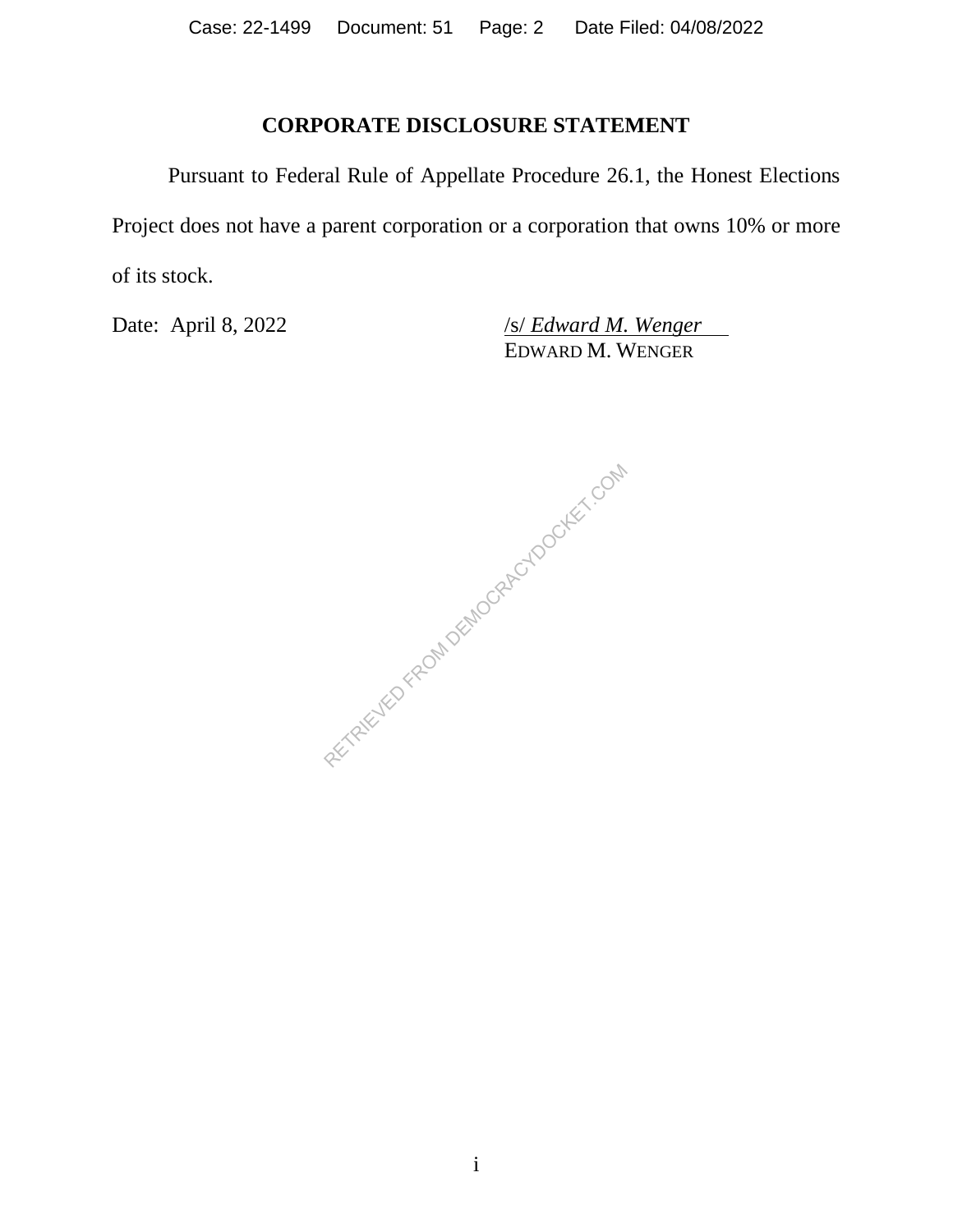**CORPORATE DISCLOSURE STATEMENT**

Pursuant to Federal Rule of Appellate Procedure 26.1, the Honest Elections Project does not have a parent corporation or a corporation that owns 10% or more of its stock.

Date: April 8, 2022

/s/ *Edward M. Wenger*
EDWARD M. WENGER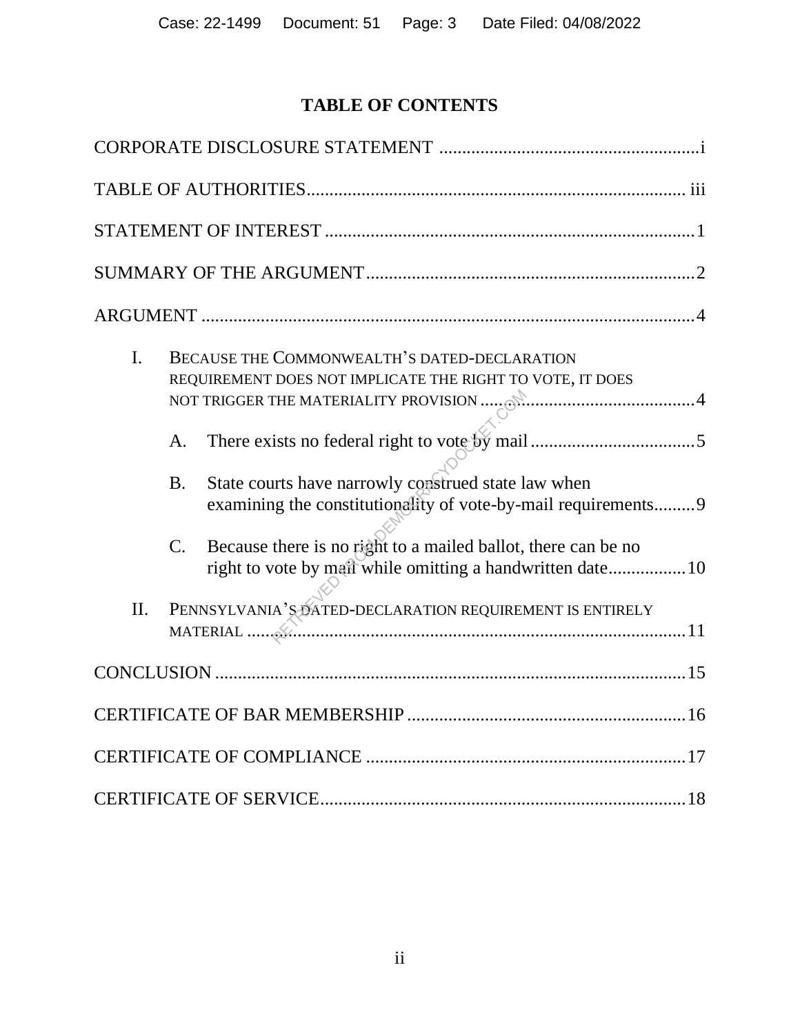# TABLE OF CONTENTS

CORPORATE DISCLOSURE STATEMENT ........................................................i

TABLE OF AUTHORITIES.................................................................................. iii

STATEMENT OF INTEREST ...............................................................................1

SUMMARY OF THE ARGUMENT.......................................................................2

ARGUMENT .........................................................................................................4

I. BECAUSE THE COMMONWEALTH'S DATED-DECLARATION REQUIREMENT DOES NOT IMPLICATE THE RIGHT TO VOTE, IT DOES NOT TRIGGER THE MATERIALITY PROVISION ..............................................4

   A. There exists no federal right to vote by mail ...................................5

   B. State courts have narrowly construed state law when examining the constitutionality of vote-by-mail requirements.........9

   C. Because there is no right to a mailed ballot, there can be no right to vote by mail while omitting a handwritten date................10

II. PENNSYLVANIA'S DATED-DECLARATION REQUIREMENT IS ENTIRELY MATERIAL ...............................................................................................11

CONCLUSION .....................................................................................................15

CERTIFICATE OF BAR MEMBERSHIP ............................................................16

CERTIFICATE OF COMPLIANCE .....................................................................17

CERTIFICATE OF SERVICE...............................................................................18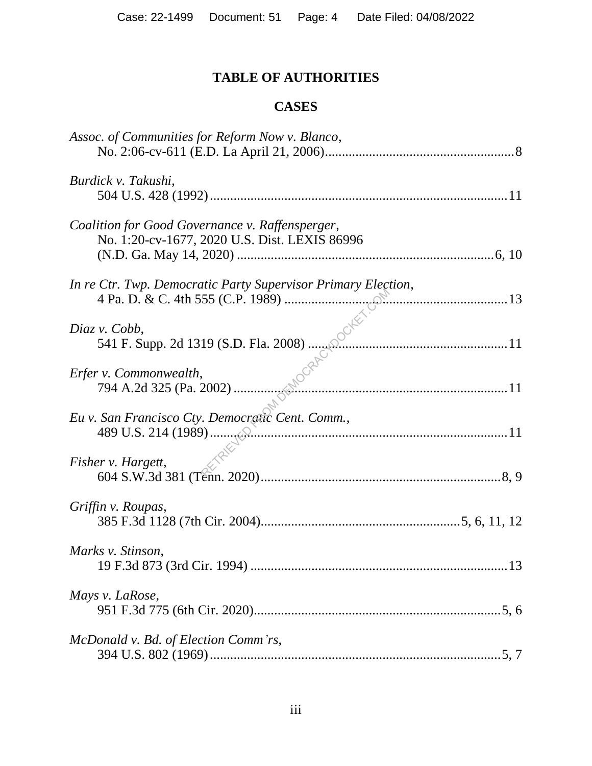# TABLE OF AUTHORITIES

## CASES

*Assoc. of Communities for Reform Now v. Blanco*,
No. 2:06-cv-611 (E.D. La April 21, 2006)........................................................8

*Burdick v. Takushi*,
504 U.S. 428 (1992).......................................................................................11

*Coalition for Good Governance v. Raffensperger*,
No. 1:20-cv-1677, 2020 U.S. Dist. LEXIS 86996
(N.D. Ga. May 14, 2020) ............................................................................6, 10

*In re Ctr. Twp. Democratic Party Supervisor Primary Election*,
4 Pa. D. & C. 4th 555 (C.P. 1989) .................................................................13

*Diaz v. Cobb*,
541 F. Supp. 2d 1319 (S.D. Fla. 2008) ...........................................................11

*Erfer v. Commonwealth*,
794 A.2d 325 (Pa. 2002) ................................................................................11

*Eu v. San Francisco Cty. Democratic Cent. Comm.*,
489 U.S. 214 (1989).......................................................................................11

*Fisher v. Hargett*,
604 S.W.3d 381 (Tenn. 2020).......................................................................8, 9

*Griffin v. Roupas*,
385 F.3d 1128 (7th Cir. 2004).........................................................5, 6, 11, 12

*Marks v. Stinson*,
19 F.3d 873 (3rd Cir. 1994) ...........................................................................13

*Mays v. LaRose*,
951 F.3d 775 (6th Cir. 2020).........................................................................5, 6

*McDonald v. Bd. of Election Comm'rs*,
394 U.S. 802 (1969)......................................................................................5, 7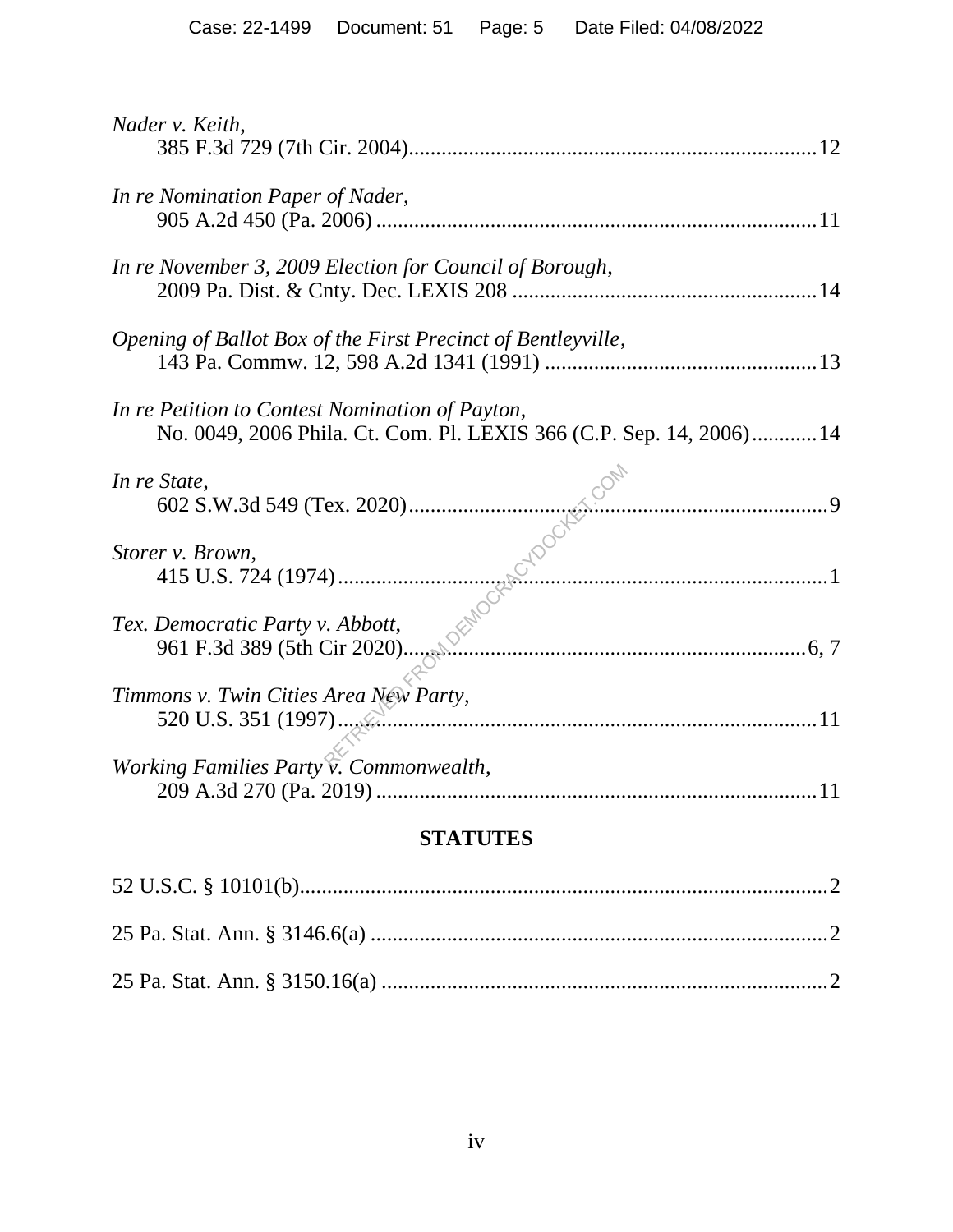*Nader v. Keith*,
385 F.3d 729 (7th Cir. 2004)..........................................................................12

*In re Nomination Paper of Nader*,
905 A.2d 450 (Pa. 2006) ................................................................................11

*In re November 3, 2009 Election for Council of Borough*,
2009 Pa. Dist. & Cnty. Dec. LEXIS 208 .......................................................14

*Opening of Ballot Box of the First Precinct of Bentleyville*,
143 Pa. Commw. 12, 598 A.2d 1341 (1991) .................................................13

*In re Petition to Contest Nomination of Payton*,
No. 0049, 2006 Phila. Ct. Com. Pl. LEXIS 366 (C.P. Sep. 14, 2006)...........14

*In re State*,
602 S.W.3d 549 (Tex. 2020)............................................................................9

*Storer v. Brown*,
415 U.S. 724 (1974).........................................................................................1

*Tex. Democratic Party v. Abbott*,
961 F.3d 389 (5th Cir 2020)........................................................................6, 7

*Timmons v. Twin Cities Area New Party*,
520 U.S. 351 (1997)........................................................................................11

*Working Families Party v. Commonwealth*,
209 A.3d 270 (Pa. 2019) ................................................................................11

## STATUTES

52 U.S.C. § 10101(b)..........................................................................................2

25 Pa. Stat. Ann. § 3146.6(a) ..............................................................................2

25 Pa. Stat. Ann. § 3150.16(a) ............................................................................2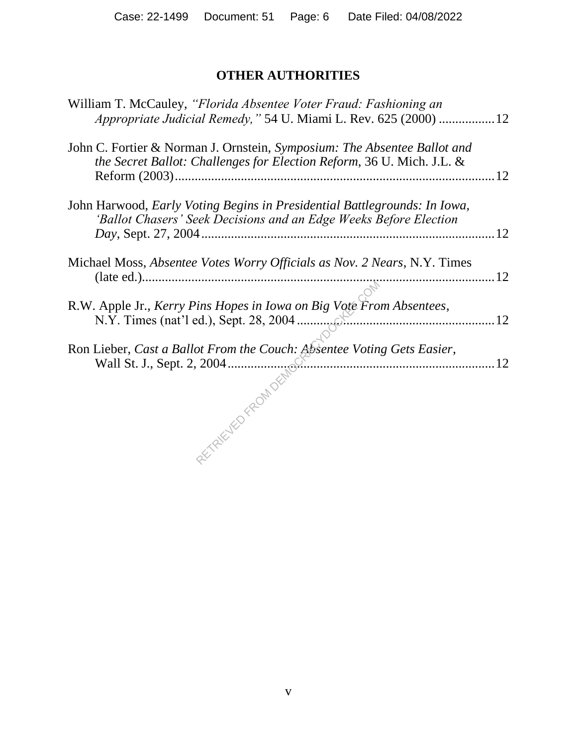## OTHER AUTHORITIES

William T. McCauley, *"Florida Absentee Voter Fraud: Fashioning an Appropriate Judicial Remedy,"* 54 U. Miami L. Rev. 625 (2000) ................. 12

John C. Fortier & Norman J. Ornstein, *Symposium: The Absentee Ballot and the Secret Ballot: Challenges for Election Reform*, 36 U. Mich. J.L. & Reform (2003)................................................................................................ 12

John Harwood, *Early Voting Begins in Presidential Battlegrounds: In Iowa, 'Ballot Chasers' Seek Decisions and an Edge Weeks Before Election Day*, Sept. 27, 2004......................................................................................... 12

Michael Moss, *Absentee Votes Worry Officials as Nov. 2 Nears*, N.Y. Times (late ed.)......................................................................................................... 12

R.W. Apple Jr., *Kerry Pins Hopes in Iowa on Big Vote From Absentees*, N.Y. Times (nat'l ed.), Sept. 28, 2004 ........................................................... 12

Ron Lieber, *Cast a Ballot From the Couch: Absentee Voting Gets Easier*, Wall St. J., Sept. 2, 2004................................................................................ 12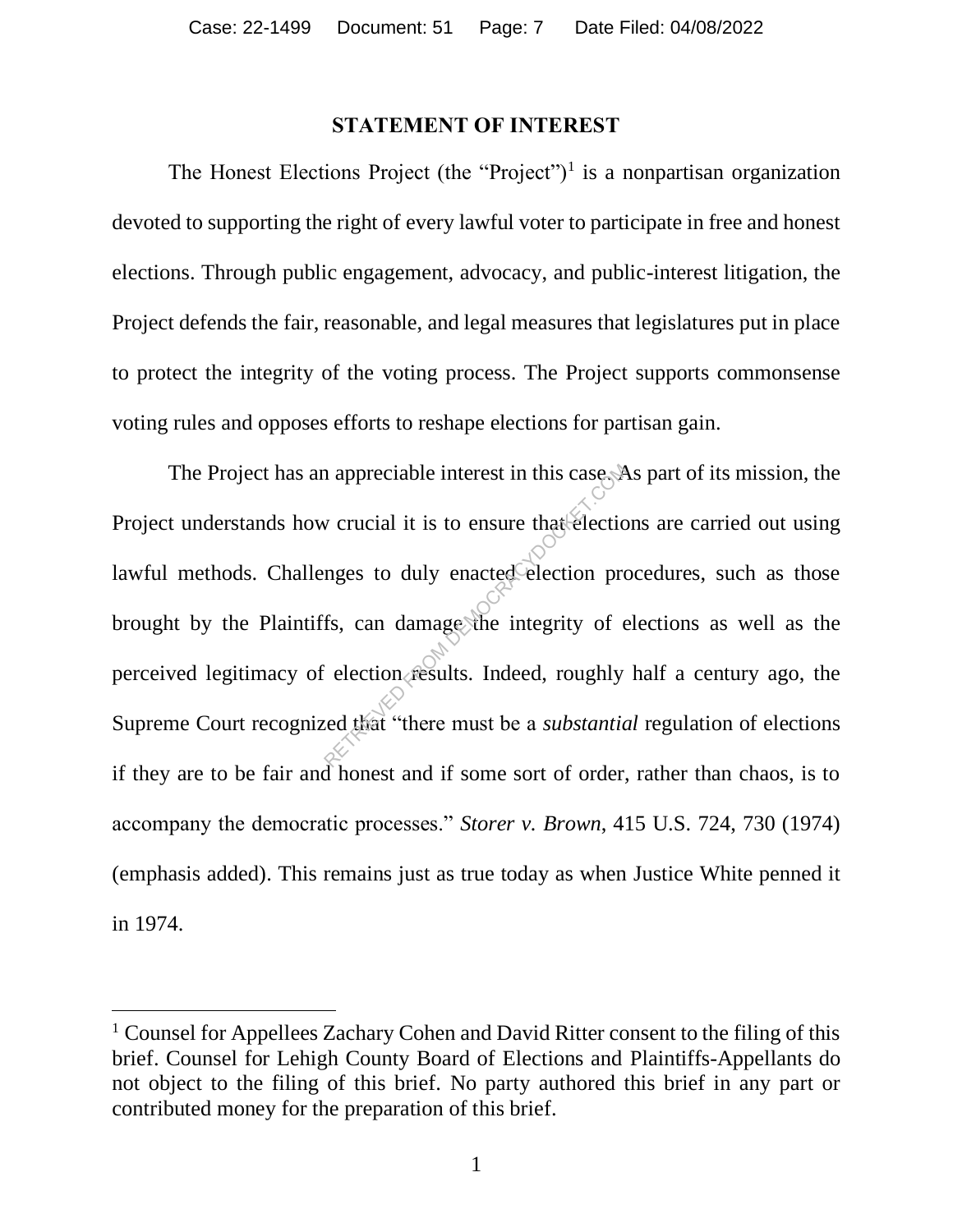## STATEMENT OF INTEREST

The Honest Elections Project (the "Project")[1] is a nonpartisan organization devoted to supporting the right of every lawful voter to participate in free and honest elections. Through public engagement, advocacy, and public-interest litigation, the Project defends the fair, reasonable, and legal measures that legislatures put in place to protect the integrity of the voting process. The Project supports commonsense voting rules and opposes efforts to reshape elections for partisan gain.

The Project has an appreciable interest in this case. As part of its mission, the Project understands how crucial it is to ensure that elections are carried out using lawful methods. Challenges to duly enacted election procedures, such as those brought by the Plaintiffs, can damage the integrity of elections as well as the perceived legitimacy of election results. Indeed, roughly half a century ago, the Supreme Court recognized that "there must be a *substantial* regulation of elections if they are to be fair and honest and if some sort of order, rather than chaos, is to accompany the democratic processes." *Storer v. Brown*, 415 U.S. 724, 730 (1974) (emphasis added). This remains just as true today as when Justice White penned it in 1974.

[1] Counsel for Appellees Zachary Cohen and David Ritter consent to the filing of this brief. Counsel for Lehigh County Board of Elections and Plaintiffs-Appellants do not object to the filing of this brief. No party authored this brief in any part or contributed money for the preparation of this brief.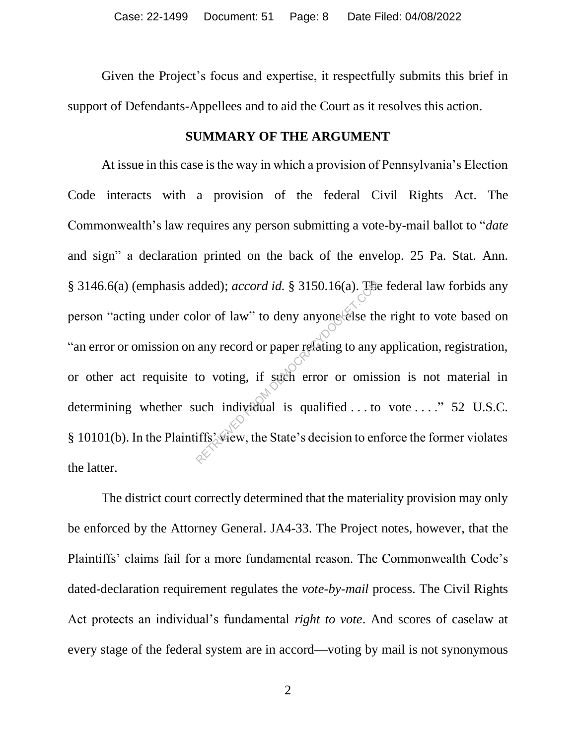Given the Project's focus and expertise, it respectfully submits this brief in support of Defendants-Appellees and to aid the Court as it resolves this action.

## SUMMARY OF THE ARGUMENT

At issue in this case is the way in which a provision of Pennsylvania's Election Code interacts with a provision of the federal Civil Rights Act. The Commonwealth's law requires any person submitting a vote-by-mail ballot to "*date* and sign" a declaration printed on the back of the envelop. 25 Pa. Stat. Ann. § 3146.6(a) (emphasis added); *accord id.* § 3150.16(a). The federal law forbids any person "acting under color of law" to deny anyone else the right to vote based on "an error or omission on any record or paper relating to any application, registration, or other act requisite to voting, if such error or omission is not material in determining whether such individual is qualified . . . to vote . . . ." 52 U.S.C. § 10101(b). In the Plaintiffs' view, the State's decision to enforce the former violates the latter.

The district court correctly determined that the materiality provision may only be enforced by the Attorney General. JA4-33. The Project notes, however, that the Plaintiffs' claims fail for a more fundamental reason. The Commonwealth Code's dated-declaration requirement regulates the *vote-by-mail* process. The Civil Rights Act protects an individual's fundamental *right to vote*. And scores of caselaw at every stage of the federal system are in accord—voting by mail is not synonymous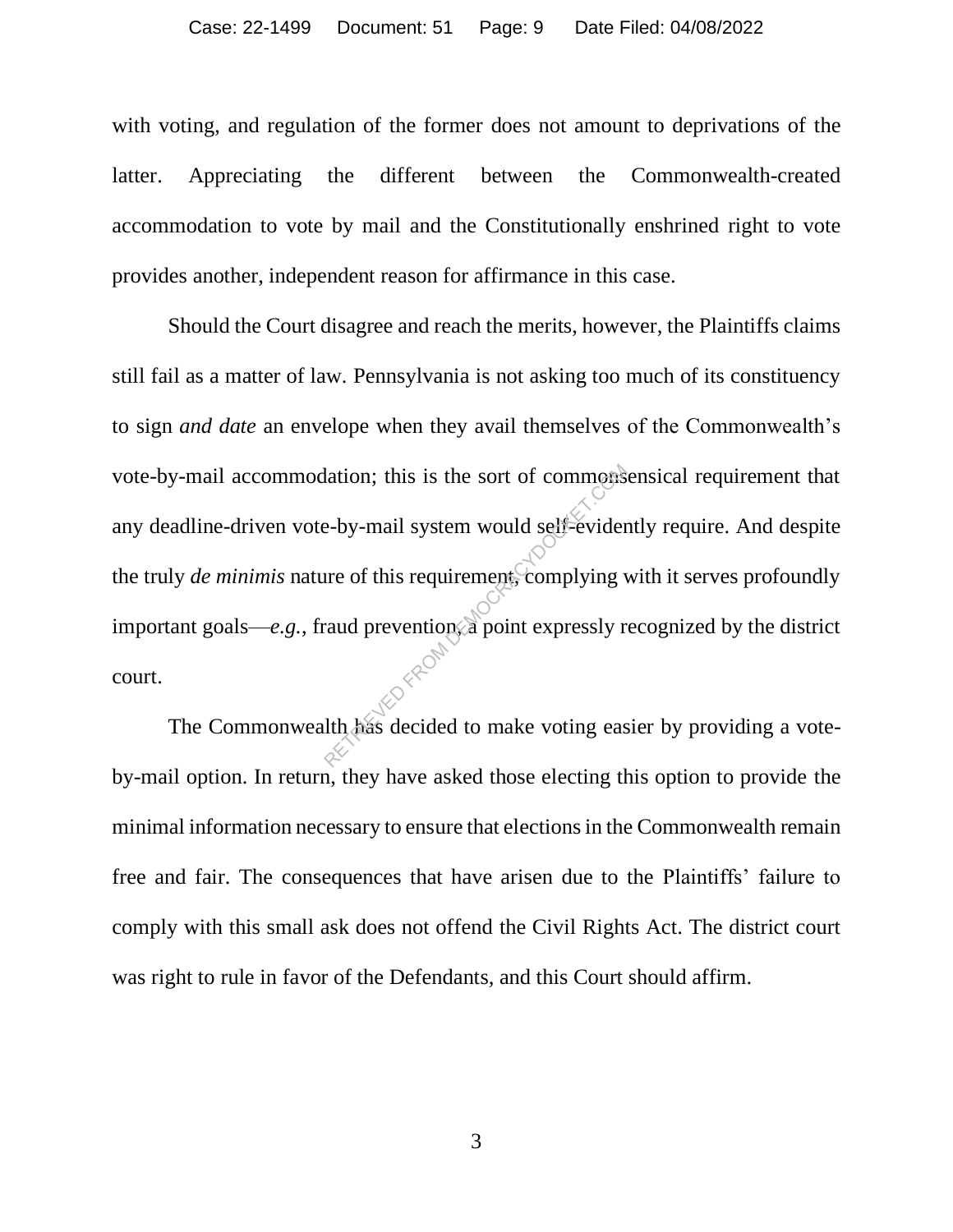with voting, and regulation of the former does not amount to deprivations of the latter. Appreciating the different between the Commonwealth-created accommodation to vote by mail and the Constitutionally enshrined right to vote provides another, independent reason for affirmance in this case.

Should the Court disagree and reach the merits, however, the Plaintiffs claims still fail as a matter of law. Pennsylvania is not asking too much of its constituency to sign *and date* an envelope when they avail themselves of the Commonwealth's vote-by-mail accommodation; this is the sort of commonsensical requirement that any deadline-driven vote-by-mail system would self-evidently require. And despite the truly *de minimis* nature of this requirement, complying with it serves profoundly important goals—*e.g.*, fraud prevention, a point expressly recognized by the district court.

The Commonwealth has decided to make voting easier by providing a vote-by-mail option. In return, they have asked those electing this option to provide the minimal information necessary to ensure that elections in the Commonwealth remain free and fair. The consequences that have arisen due to the Plaintiffs' failure to comply with this small ask does not offend the Civil Rights Act. The district court was right to rule in favor of the Defendants, and this Court should affirm.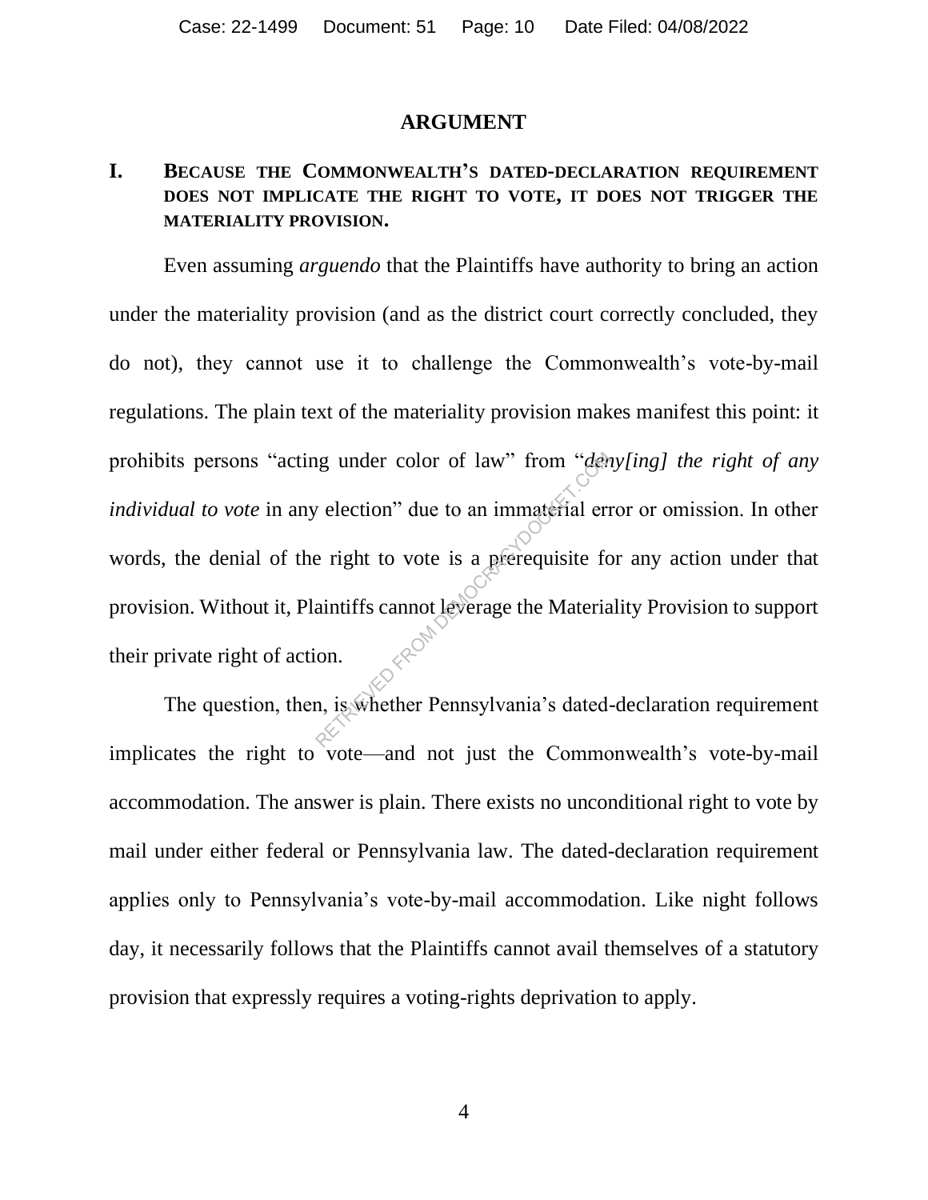## ARGUMENT

### I. BECAUSE THE COMMONWEALTH'S DATED-DECLARATION REQUIREMENT DOES NOT IMPLICATE THE RIGHT TO VOTE, IT DOES NOT TRIGGER THE MATERIALITY PROVISION.

Even assuming *arguendo* that the Plaintiffs have authority to bring an action under the materiality provision (and as the district court correctly concluded, they do not), they cannot use it to challenge the Commonwealth's vote-by-mail regulations. The plain text of the materiality provision makes manifest this point: it prohibits persons "acting under color of law" from "*deny[ing] the right of any individual to vote* in any election" due to an immaterial error or omission. In other words, the denial of the right to vote is a prerequisite for any action under that provision. Without it, Plaintiffs cannot leverage the Materiality Provision to support their private right of action.

The question, then, is whether Pennsylvania's dated-declaration requirement implicates the right to vote—and not just the Commonwealth's vote-by-mail accommodation. The answer is plain. There exists no unconditional right to vote by mail under either federal or Pennsylvania law. The dated-declaration requirement applies only to Pennsylvania's vote-by-mail accommodation. Like night follows day, it necessarily follows that the Plaintiffs cannot avail themselves of a statutory provision that expressly requires a voting-rights deprivation to apply.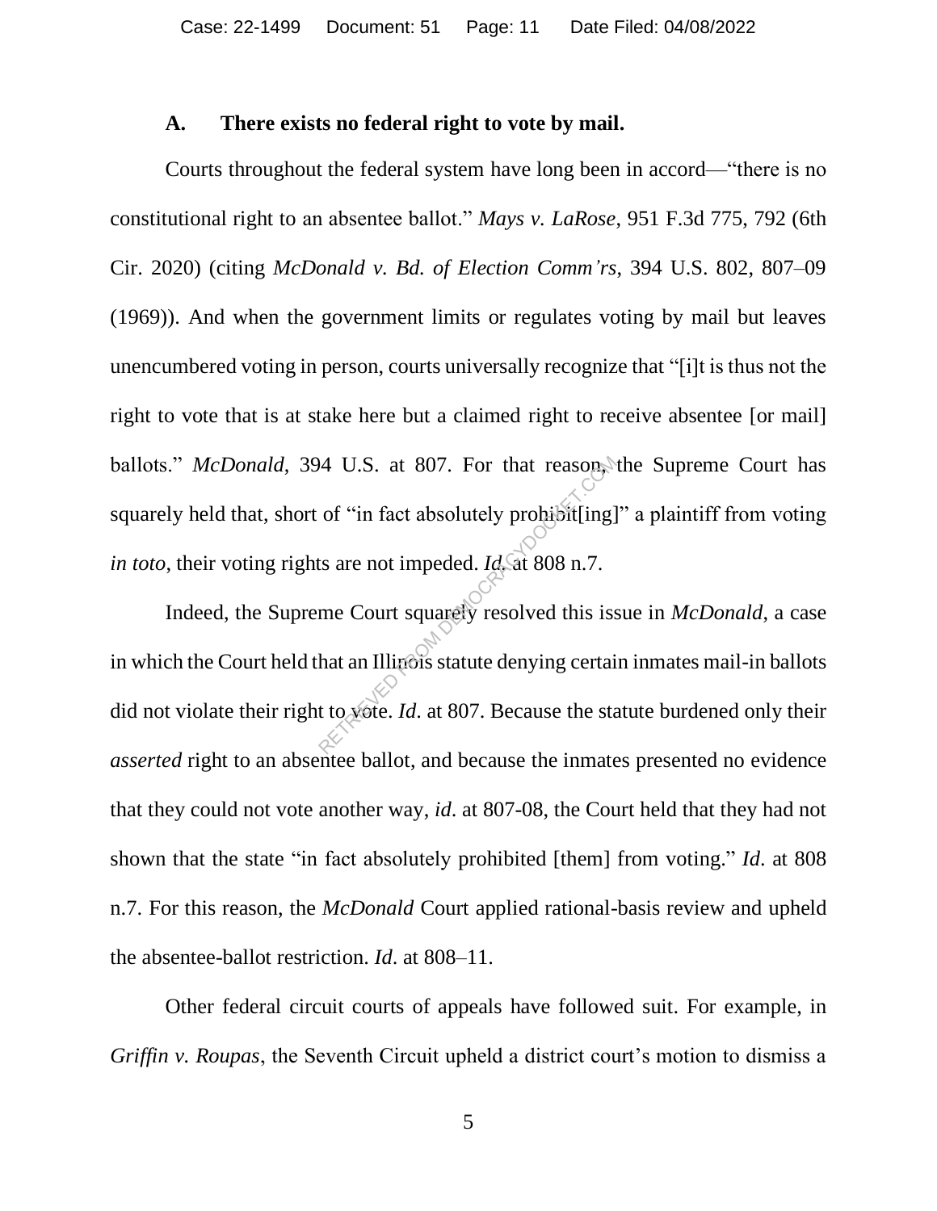### A. There exists no federal right to vote by mail.

Courts throughout the federal system have long been in accord—"there is no constitutional right to an absentee ballot." *Mays v. LaRose*, 951 F.3d 775, 792 (6th Cir. 2020) (citing *McDonald v. Bd. of Election Comm'rs*, 394 U.S. 802, 807–09 (1969)). And when the government limits or regulates voting by mail but leaves unencumbered voting in person, courts universally recognize that "[i]t is thus not the right to vote that is at stake here but a claimed right to receive absentee [or mail] ballots." *McDonald*, 394 U.S. at 807. For that reason, the Supreme Court has squarely held that, short of "in fact absolutely prohibit[ing]" a plaintiff from voting *in toto*, their voting rights are not impeded. *Id.* at 808 n.7.

Indeed, the Supreme Court squarely resolved this issue in *McDonald*, a case in which the Court held that an Illinois statute denying certain inmates mail-in ballots did not violate their right to vote. *Id.* at 807. Because the statute burdened only their *asserted* right to an absentee ballot, and because the inmates presented no evidence that they could not vote another way, *id*. at 807-08, the Court held that they had not shown that the state "in fact absolutely prohibited [them] from voting." *Id.* at 808 n.7. For this reason, the *McDonald* Court applied rational-basis review and upheld the absentee-ballot restriction. *Id*. at 808–11.

Other federal circuit courts of appeals have followed suit. For example, in *Griffin v. Roupas*, the Seventh Circuit upheld a district court's motion to dismiss a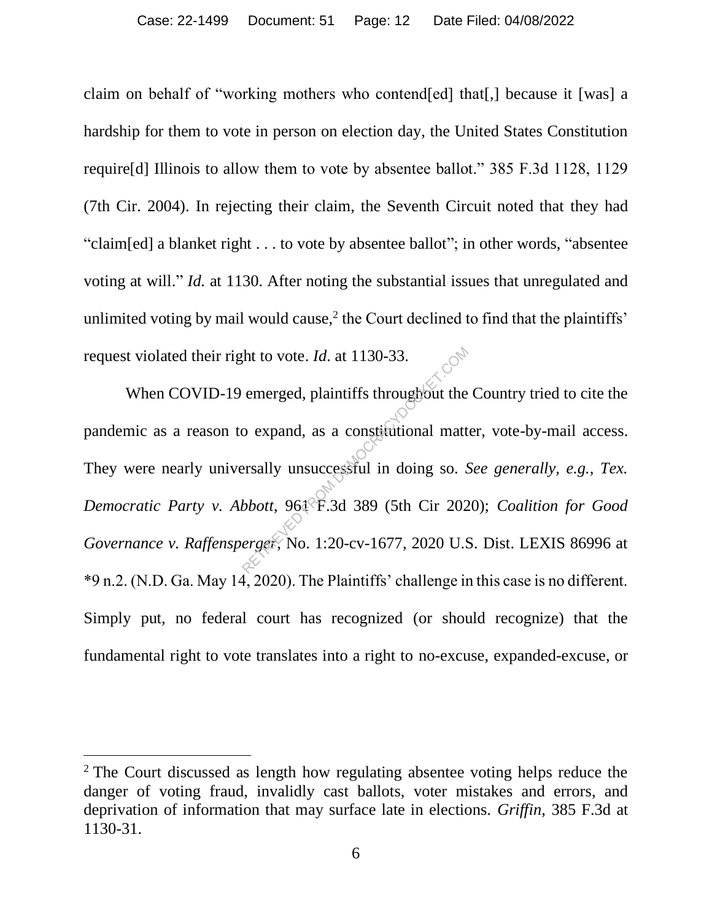claim on behalf of "working mothers who contend[ed] that[,] because it [was] a hardship for them to vote in person on election day, the United States Constitution require[d] Illinois to allow them to vote by absentee ballot." 385 F.3d 1128, 1129 (7th Cir. 2004). In rejecting their claim, the Seventh Circuit noted that they had "claim[ed] a blanket right . . . to vote by absentee ballot"; in other words, "absentee voting at will." *Id.* at 1130. After noting the substantial issues that unregulated and unlimited voting by mail would cause,[2] the Court declined to find that the plaintiffs' request violated their right to vote. *Id*. at 1130-33.

When COVID-19 emerged, plaintiffs throughout the Country tried to cite the pandemic as a reason to expand, as a constitutional matter, vote-by-mail access. They were nearly universally unsuccessful in doing so. *See generally, e.g., Tex. Democratic Party v. Abbott*, 961 F.3d 389 (5th Cir 2020); *Coalition for Good Governance v. Raffensperger*, No. 1:20-cv-1677, 2020 U.S. Dist. LEXIS 86996 at *9 n.2. (N.D. Ga. May 14, 2020). The Plaintiffs' challenge in this case is no different. Simply put, no federal court has recognized (or should recognize) that the fundamental right to vote translates into a right to no-excuse, expanded-excuse, or

[2] The Court discussed as length how regulating absentee voting helps reduce the danger of voting fraud, invalidly cast ballots, voter mistakes and errors, and deprivation of information that may surface late in elections. *Griffin*, 385 F.3d at 1130-31.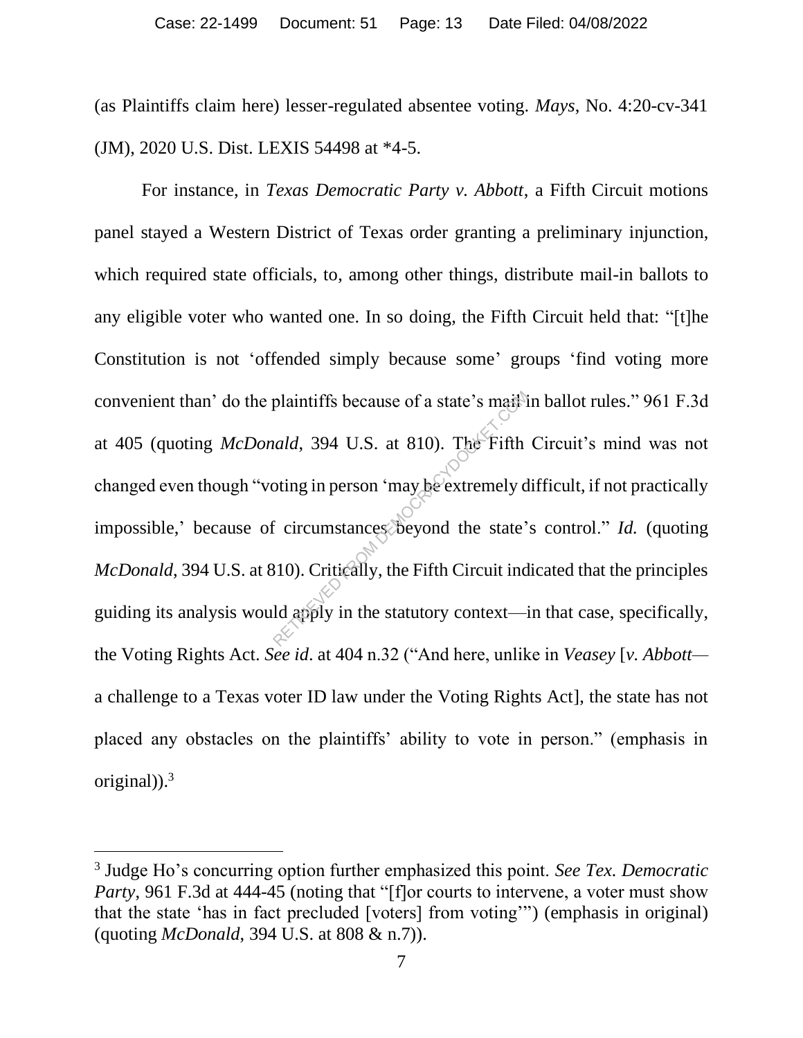(as Plaintiffs claim here) lesser-regulated absentee voting. *Mays*, No. 4:20-cv-341 (JM), 2020 U.S. Dist. LEXIS 54498 at *4-5.

For instance, in *Texas Democratic Party v. Abbott*, a Fifth Circuit motions panel stayed a Western District of Texas order granting a preliminary injunction, which required state officials, to, among other things, distribute mail-in ballots to any eligible voter who wanted one. In so doing, the Fifth Circuit held that: "[t]he Constitution is not 'offended simply because some' groups 'find voting more convenient than' do the plaintiffs because of a state's mail-in ballot rules." 961 F.3d at 405 (quoting *McDonald*, 394 U.S. at 810). The Fifth Circuit's mind was not changed even though "voting in person 'may be extremely difficult, if not practically impossible,' because of circumstances beyond the state's control." *Id.* (quoting *McDonald*, 394 U.S. at 810). Critically, the Fifth Circuit indicated that the principles guiding its analysis would apply in the statutory context—in that case, specifically, the Voting Rights Act. *See id.* at 404 n.32 ("And here, unlike in *Veasey* [*v. Abbott*—a challenge to a Texas voter ID law under the Voting Rights Act], the state has not placed any obstacles on the plaintiffs' ability to vote in person." (emphasis in original)).[3]

[3] Judge Ho's concurring option further emphasized this point. *See Tex. Democratic Party*, 961 F.3d at 444-45 (noting that "[f]or courts to intervene, a voter must show that the state 'has in fact precluded [voters] from voting'") (emphasis in original) (quoting *McDonald*, 394 U.S. at 808 & n.7)).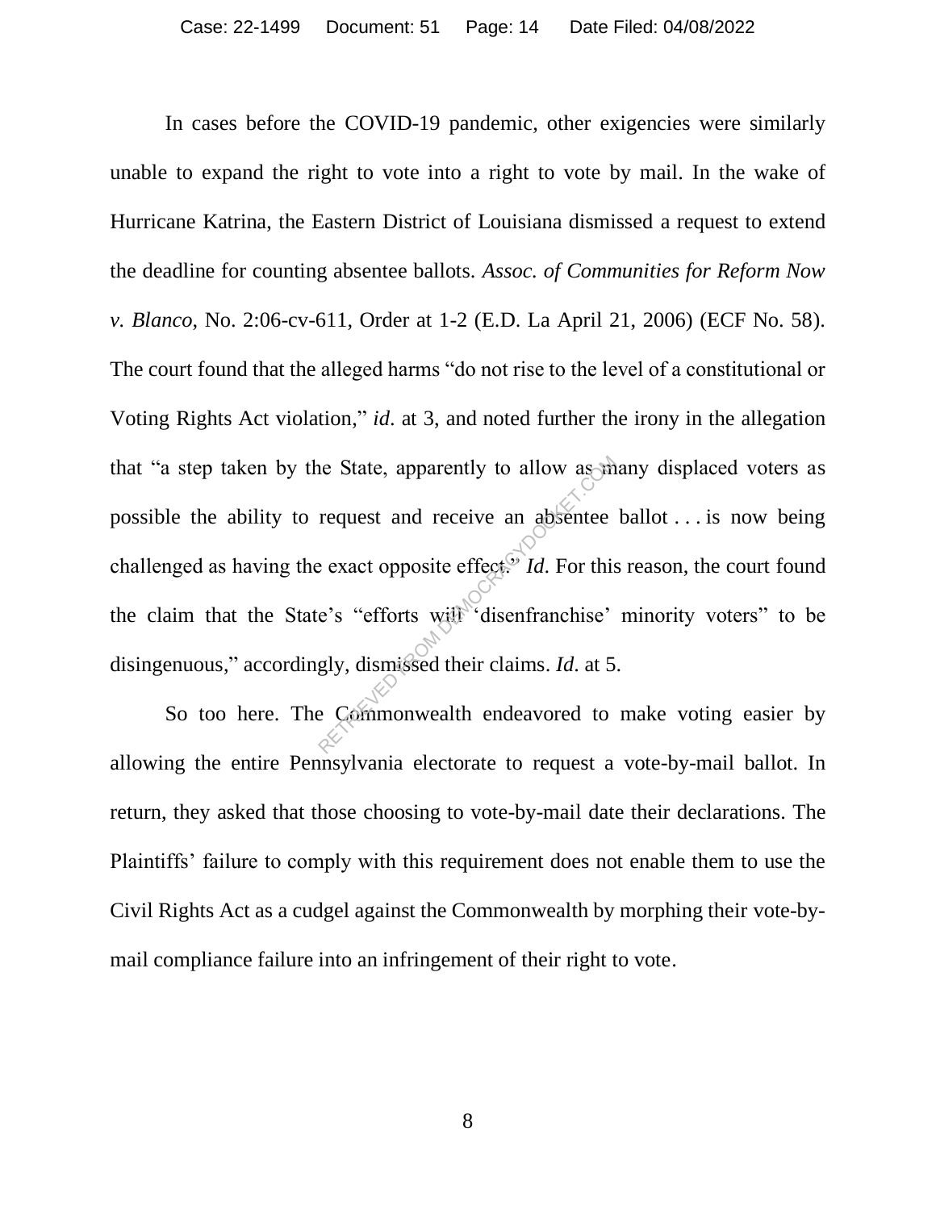In cases before the COVID-19 pandemic, other exigencies were similarly unable to expand the right to vote into a right to vote by mail. In the wake of Hurricane Katrina, the Eastern District of Louisiana dismissed a request to extend the deadline for counting absentee ballots. *Assoc. of Communities for Reform Now v. Blanco*, No. 2:06-cv-611, Order at 1-2 (E.D. La April 21, 2006) (ECF No. 58). The court found that the alleged harms "do not rise to the level of a constitutional or Voting Rights Act violation," *id*. at 3, and noted further the irony in the allegation that "a step taken by the State, apparently to allow as many displaced voters as possible the ability to request and receive an absentee ballot . . . is now being challenged as having the exact opposite effect." *Id*. For this reason, the court found the claim that the State's "efforts will 'disenfranchise' minority voters" to be disingenuous," accordingly, dismissed their claims. *Id*. at 5.

So too here. The Commonwealth endeavored to make voting easier by allowing the entire Pennsylvania electorate to request a vote-by-mail ballot. In return, they asked that those choosing to vote-by-mail date their declarations. The Plaintiffs' failure to comply with this requirement does not enable them to use the Civil Rights Act as a cudgel against the Commonwealth by morphing their vote-by-mail compliance failure into an infringement of their right to vote.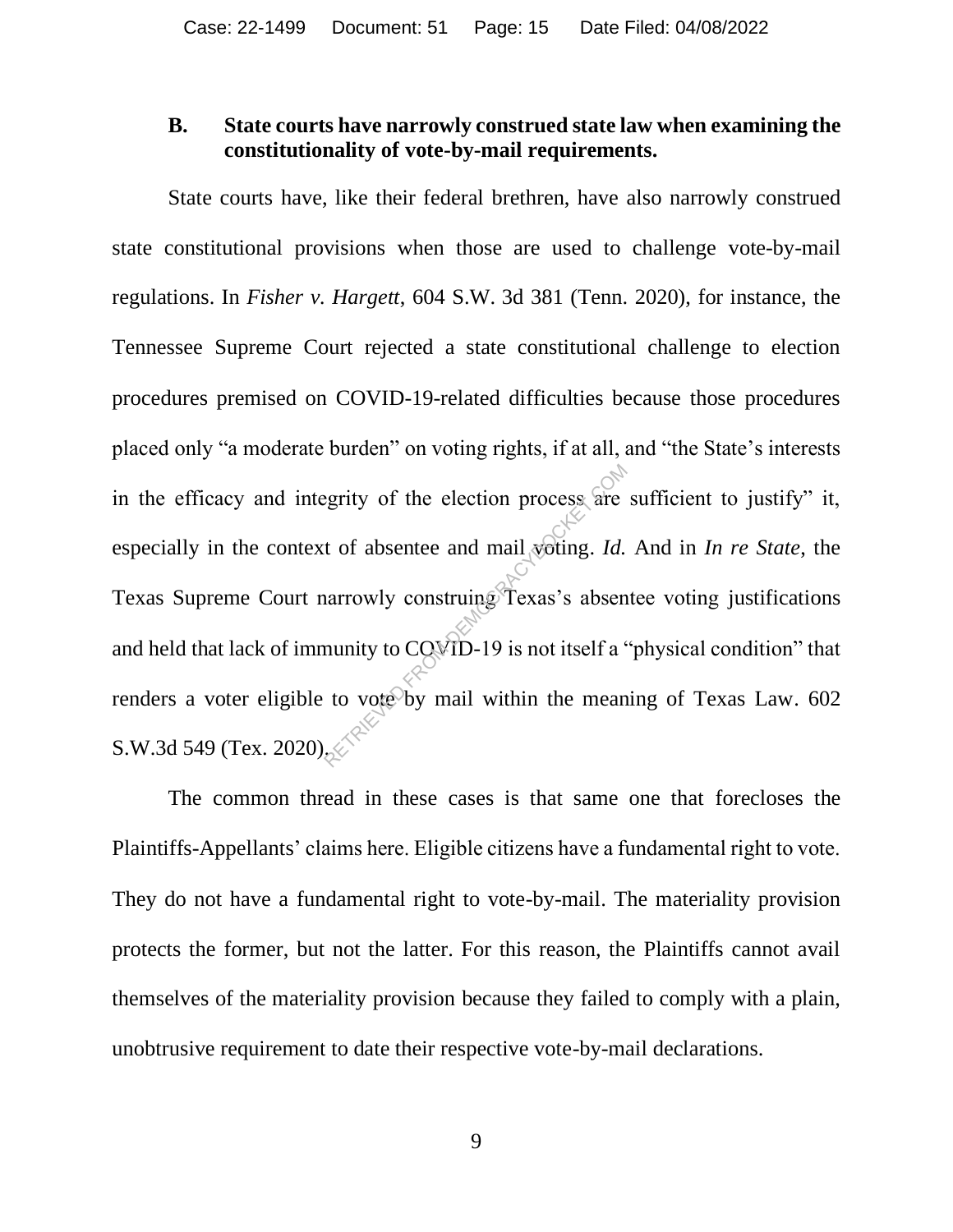### B. State courts have narrowly construed state law when examining the constitutionality of vote-by-mail requirements.

State courts have, like their federal brethren, have also narrowly construed state constitutional provisions when those are used to challenge vote-by-mail regulations. In *Fisher v. Hargett*, 604 S.W. 3d 381 (Tenn. 2020), for instance, the Tennessee Supreme Court rejected a state constitutional challenge to election procedures premised on COVID-19-related difficulties because those procedures placed only "a moderate burden" on voting rights, if at all, and "the State's interests in the efficacy and integrity of the election process are sufficient to justify" it, especially in the context of absentee and mail voting. *Id.* And in *In re State*, the Texas Supreme Court narrowly construing Texas's absentee voting justifications and held that lack of immunity to COVID-19 is not itself a "physical condition" that renders a voter eligible to vote by mail within the meaning of Texas Law. 602 S.W.3d 549 (Tex. 2020).

The common thread in these cases is that same one that forecloses the Plaintiffs-Appellants' claims here. Eligible citizens have a fundamental right to vote. They do not have a fundamental right to vote-by-mail. The materiality provision protects the former, but not the latter. For this reason, the Plaintiffs cannot avail themselves of the materiality provision because they failed to comply with a plain, unobtrusive requirement to date their respective vote-by-mail declarations.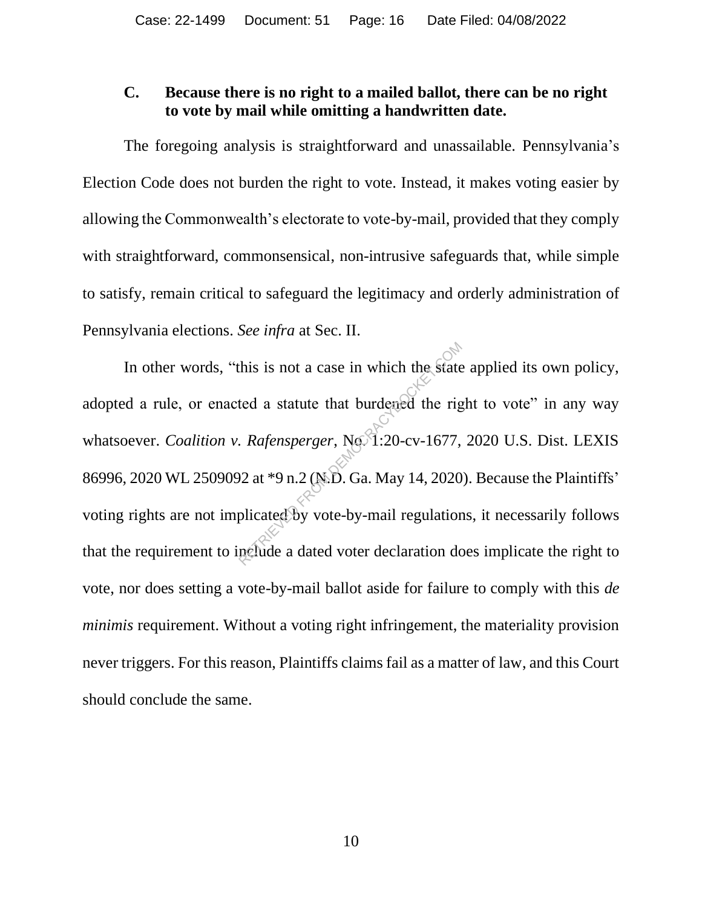### C. Because there is no right to a mailed ballot, there can be no right to vote by mail while omitting a handwritten date.

The foregoing analysis is straightforward and unassailable. Pennsylvania's Election Code does not burden the right to vote. Instead, it makes voting easier by allowing the Commonwealth's electorate to vote-by-mail, provided that they comply with straightforward, commonsensical, non-intrusive safeguards that, while simple to satisfy, remain critical to safeguard the legitimacy and orderly administration of Pennsylvania elections. *See infra* at Sec. II.

In other words, "this is not a case in which the state applied its own policy, adopted a rule, or enacted a statute that burdened the right to vote" in any way whatsoever. *Coalition v. Rafensperger*, No. 1:20-cv-1677, 2020 U.S. Dist. LEXIS 86996, 2020 WL 2509092 at *9 n.2 (N.D. Ga. May 14, 2020). Because the Plaintiffs' voting rights are not implicated by vote-by-mail regulations, it necessarily follows that the requirement to include a dated voter declaration does implicate the right to vote, nor does setting a vote-by-mail ballot aside for failure to comply with this *de minimis* requirement. Without a voting right infringement, the materiality provision never triggers. For this reason, Plaintiffs claims fail as a matter of law, and this Court should conclude the same.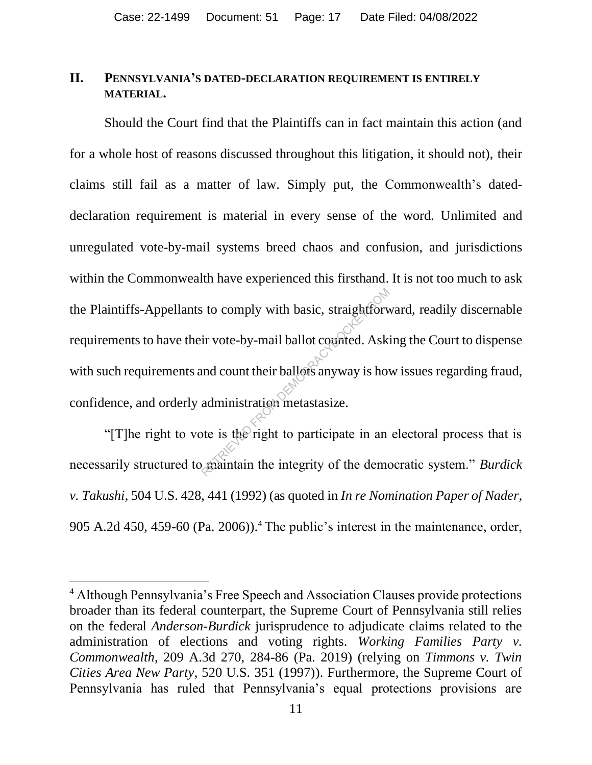## II. PENNSYLVANIA'S DATED-DECLARATION REQUIREMENT IS ENTIRELY MATERIAL.

Should the Court find that the Plaintiffs can in fact maintain this action (and for a whole host of reasons discussed throughout this litigation, it should not), their claims still fail as a matter of law. Simply put, the Commonwealth's dated-declaration requirement is material in every sense of the word. Unlimited and unregulated vote-by-mail systems breed chaos and confusion, and jurisdictions within the Commonwealth have experienced this firsthand. It is not too much to ask the Plaintiffs-Appellants to comply with basic, straightforward, readily discernable requirements to have their vote-by-mail ballot counted. Asking the Court to dispense with such requirements and count their ballots anyway is how issues regarding fraud, confidence, and orderly administration metastasize.

"[T]he right to vote is the right to participate in an electoral process that is necessarily structured to maintain the integrity of the democratic system." *Burdick v. Takushi*, 504 U.S. 428, 441 (1992) (as quoted in *In re Nomination Paper of Nader*, 905 A.2d 450, 459-60 (Pa. 2006)).[4] The public's interest in the maintenance, order,

[4] Although Pennsylvania's Free Speech and Association Clauses provide protections broader than its federal counterpart, the Supreme Court of Pennsylvania still relies on the federal *Anderson-Burdick* jurisprudence to adjudicate claims related to the administration of elections and voting rights. *Working Families Party v. Commonwealth*, 209 A.3d 270, 284-86 (Pa. 2019) (relying on *Timmons v. Twin Cities Area New Party*, 520 U.S. 351 (1997)). Furthermore, the Supreme Court of Pennsylvania has ruled that Pennsylvania's equal protections provisions are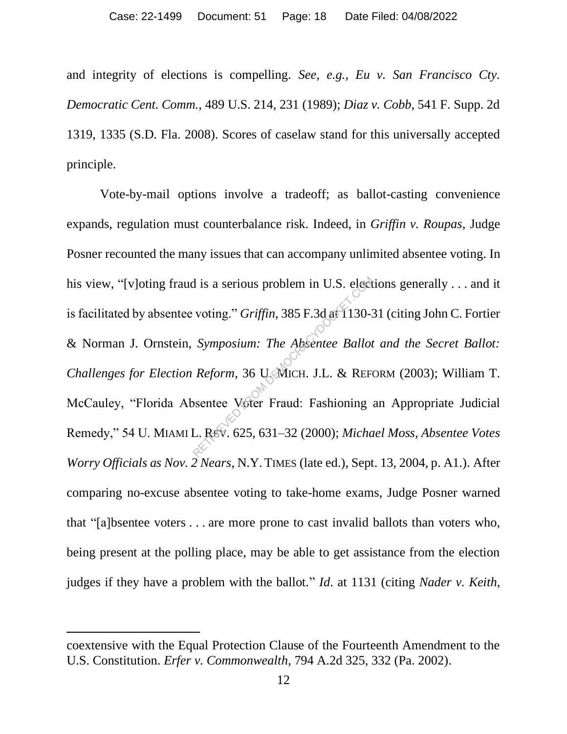and integrity of elections is compelling. *See, e.g., Eu v. San Francisco Cty. Democratic Cent. Comm.*, 489 U.S. 214, 231 (1989); *Diaz v. Cobb*, 541 F. Supp. 2d 1319, 1335 (S.D. Fla. 2008). Scores of caselaw stand for this universally accepted principle.

Vote-by-mail options involve a tradeoff; as ballot-casting convenience expands, regulation must counterbalance risk. Indeed, in *Griffin v. Roupas*, Judge Posner recounted the many issues that can accompany unlimited absentee voting. In his view, "[v]oting fraud is a serious problem in U.S. elections generally . . . and it is facilitated by absentee voting." *Griffin*, 385 F.3d at 1130-31 (citing John C. Fortier & Norman J. Ornstein, *Symposium: The Absentee Ballot and the Secret Ballot: Challenges for Election Reform*, 36 U. MICH. J.L. & REFORM (2003); William T. McCauley, "Florida Absentee Voter Fraud: Fashioning an Appropriate Judicial Remedy," 54 U. MIAMI L. REV. 625, 631–32 (2000); *Michael Moss*, *Absentee Votes Worry Officials as Nov. 2 Nears*, N.Y. TIMES (late ed.), Sept. 13, 2004, p. A1.). After comparing no-excuse absentee voting to take-home exams, Judge Posner warned that "[a]bsentee voters . . . are more prone to cast invalid ballots than voters who, being present at the polling place, may be able to get assistance from the election judges if they have a problem with the ballot." *Id.* at 1131 (citing *Nader v. Keith*,

---

coextensive with the Equal Protection Clause of the Fourteenth Amendment to the U.S. Constitution. *Erfer v. Commonwealth*, 794 A.2d 325, 332 (Pa. 2002).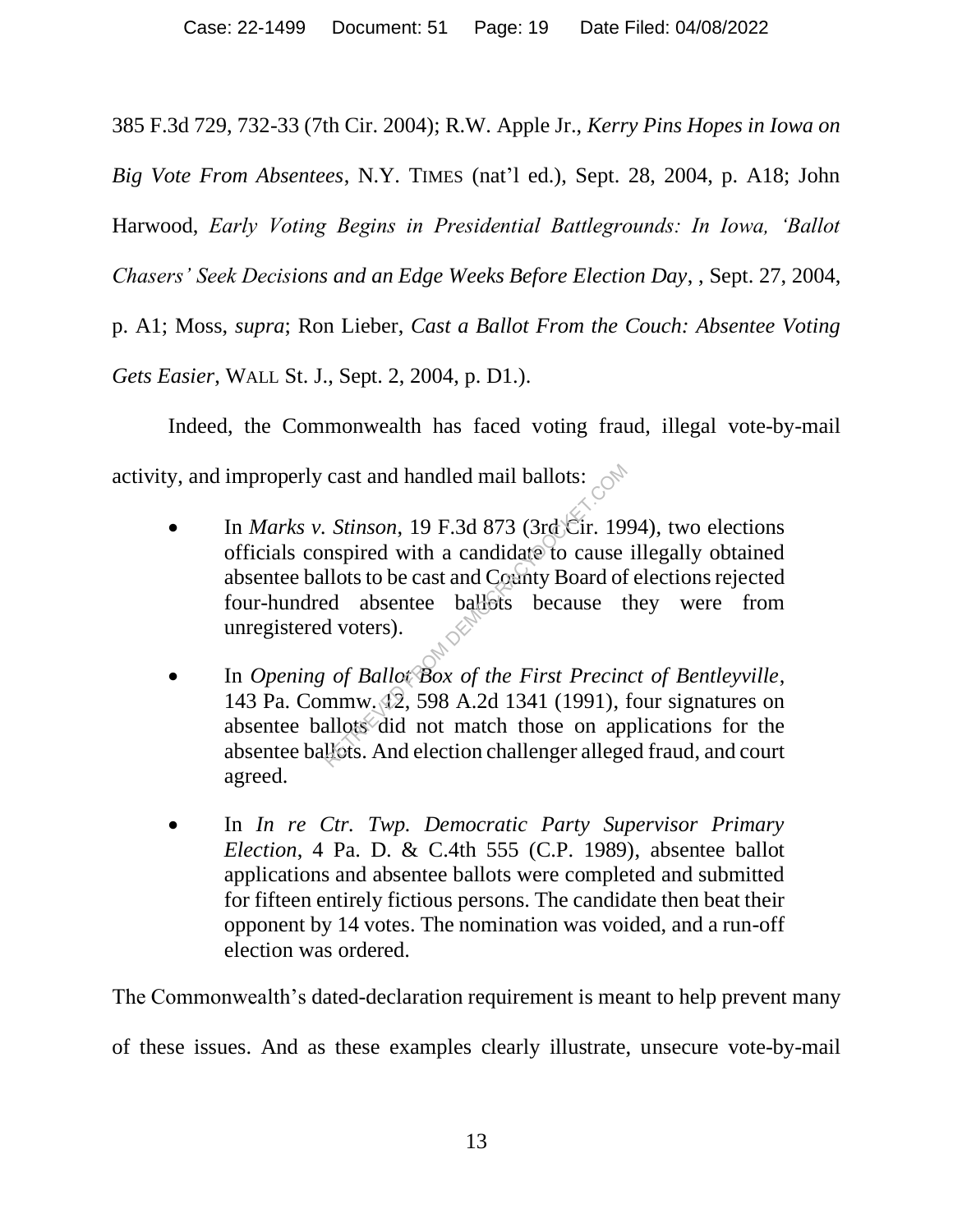385 F.3d 729, 732-33 (7th Cir. 2004); R.W. Apple Jr., *Kerry Pins Hopes in Iowa on Big Vote From Absentees*, N.Y. TIMES (nat'l ed.), Sept. 28, 2004, p. A18; John Harwood, *Early Voting Begins in Presidential Battlegrounds: In Iowa, 'Ballot Chasers' Seek Decisions and an Edge Weeks Before Election Day*, , Sept. 27, 2004, p. A1; Moss, *supra*; Ron Lieber, *Cast a Ballot From the Couch: Absentee Voting Gets Easier*, WALL St. J., Sept. 2, 2004, p. D1.).

Indeed, the Commonwealth has faced voting fraud, illegal vote-by-mail activity, and improperly cast and handled mail ballots:

- In *Marks v. Stinson*, 19 F.3d 873 (3rd Cir. 1994), two elections officials conspired with a candidate to cause illegally obtained absentee ballots to be cast and County Board of elections rejected four-hundred absentee ballots because they were from unregistered voters).

- In *Opening of Ballot Box of the First Precinct of Bentleyville*, 143 Pa. Commw. 12, 598 A.2d 1341 (1991), four signatures on absentee ballots did not match those on applications for the absentee ballots. And election challenger alleged fraud, and court agreed.

- In *In re Ctr. Twp. Democratic Party Supervisor Primary Election*, 4 Pa. D. & C.4th 555 (C.P. 1989), absentee ballot applications and absentee ballots were completed and submitted for fifteen entirely fictious persons. The candidate then beat their opponent by 14 votes. The nomination was voided, and a run-off election was ordered.

The Commonwealth's dated-declaration requirement is meant to help prevent many of these issues. And as these examples clearly illustrate, unsecure vote-by-mail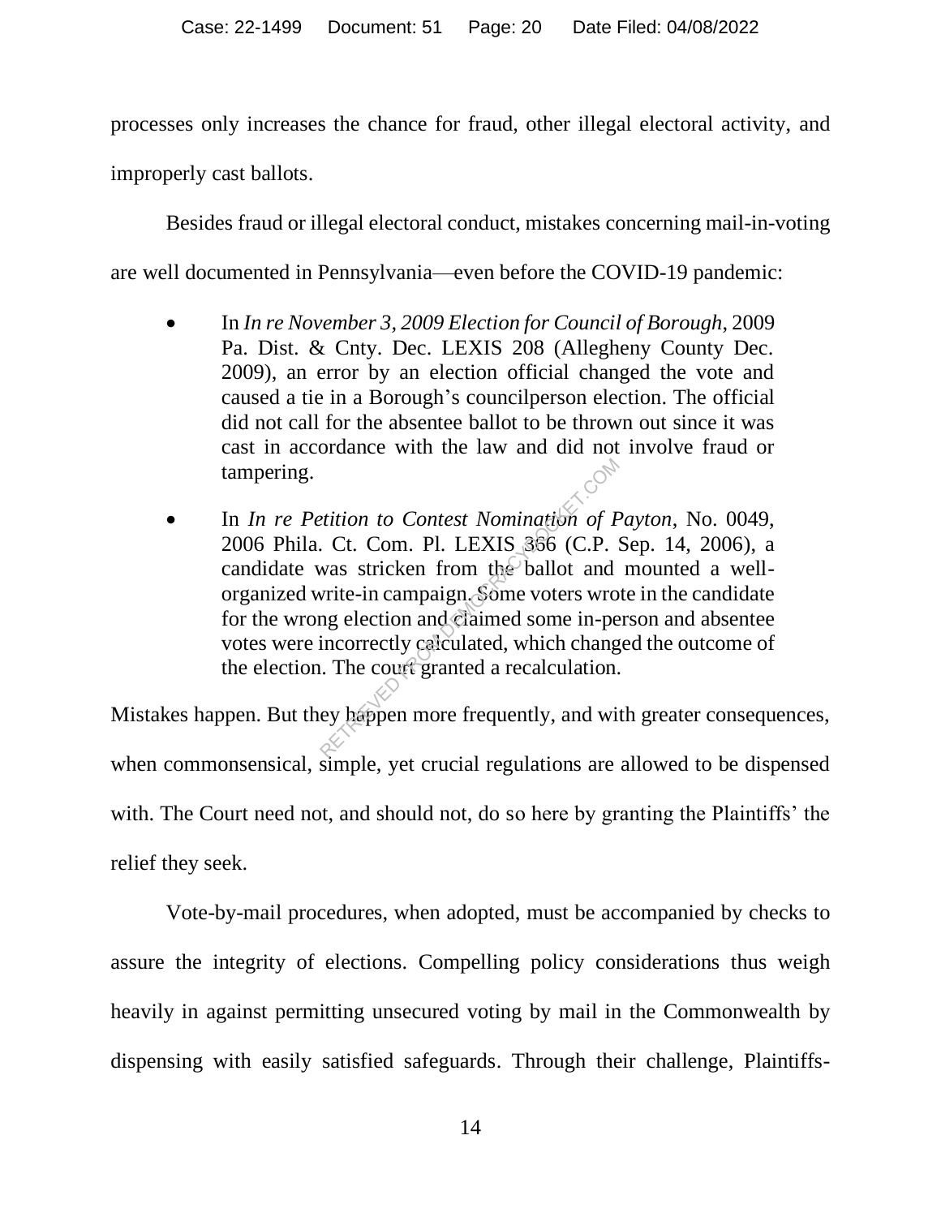processes only increases the chance for fraud, other illegal electoral activity, and improperly cast ballots.

Besides fraud or illegal electoral conduct, mistakes concerning mail-in-voting are well documented in Pennsylvania—even before the COVID-19 pandemic:

- In *In re November 3, 2009 Election for Council of Borough*, 2009 Pa. Dist. & Cnty. Dec. LEXIS 208 (Allegheny County Dec. 2009), an error by an election official changed the vote and caused a tie in a Borough's councilperson election. The official did not call for the absentee ballot to be thrown out since it was cast in accordance with the law and did not involve fraud or tampering.

- In *In re Petition to Contest Nomination of Payton*, No. 0049, 2006 Phila. Ct. Com. Pl. LEXIS 366 (C.P. Sep. 14, 2006), a candidate was stricken from the ballot and mounted a well-organized write-in campaign. Some voters wrote in the candidate for the wrong election and claimed some in-person and absentee votes were incorrectly calculated, which changed the outcome of the election. The court granted a recalculation.

Mistakes happen. But they happen more frequently, and with greater consequences, when commonsensical, simple, yet crucial regulations are allowed to be dispensed with. The Court need not, and should not, do so here by granting the Plaintiffs' the relief they seek.

Vote-by-mail procedures, when adopted, must be accompanied by checks to assure the integrity of elections. Compelling policy considerations thus weigh heavily in against permitting unsecured voting by mail in the Commonwealth by dispensing with easily satisfied safeguards. Through their challenge, Plaintiffs-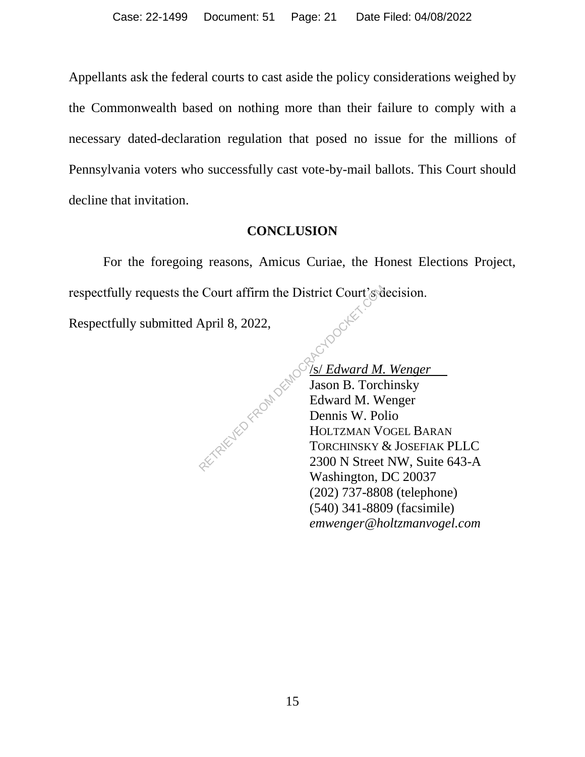Appellants ask the federal courts to cast aside the policy considerations weighed by the Commonwealth based on nothing more than their failure to comply with a necessary dated-declaration regulation that posed no issue for the millions of Pennsylvania voters who successfully cast vote-by-mail ballots. This Court should decline that invitation.

## CONCLUSION

For the foregoing reasons, Amicus Curiae, the Honest Elections Project, respectfully requests the Court affirm the District Court's decision.

Respectfully submitted April 8, 2022,

/s/ *Edward M. Wenger*
Jason B. Torchinsky
Edward M. Wenger
Dennis W. Polio
HOLTZMAN VOGEL BARAN
TORCHINSKY & JOSEFIAK PLLC
2300 N Street NW, Suite 643-A
Washington, DC 20037
(202) 737-8808 (telephone)
(540) 341-8809 (facsimile)
*emwenger@holtzmanvogel.com*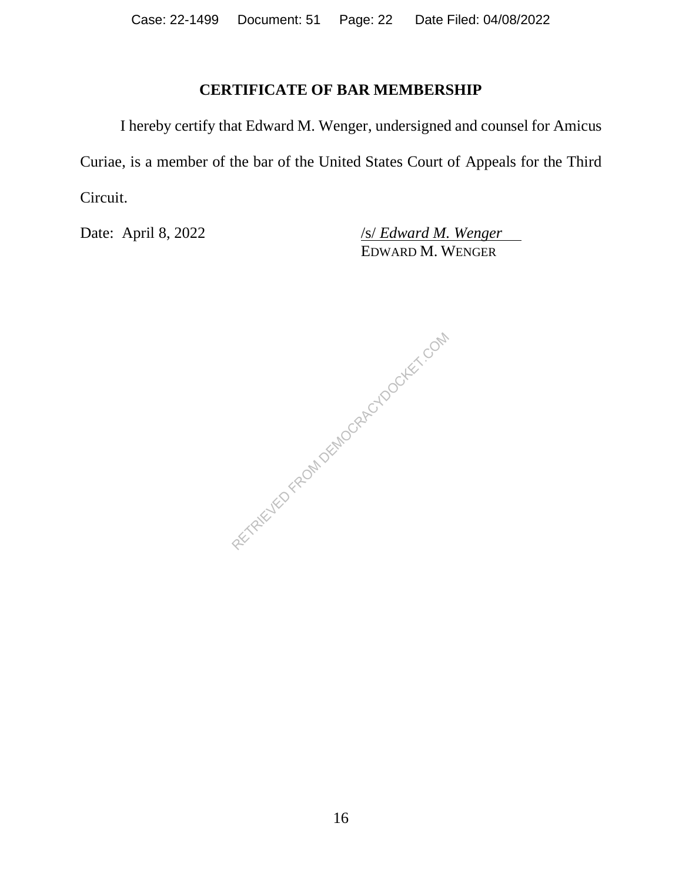## CERTIFICATE OF BAR MEMBERSHIP

I hereby certify that Edward M. Wenger, undersigned and counsel for Amicus Curiae, is a member of the bar of the United States Court of Appeals for the Third Circuit.

Date: April 8, 2022

/s/ *Edward M. Wenger*
EDWARD M. WENGER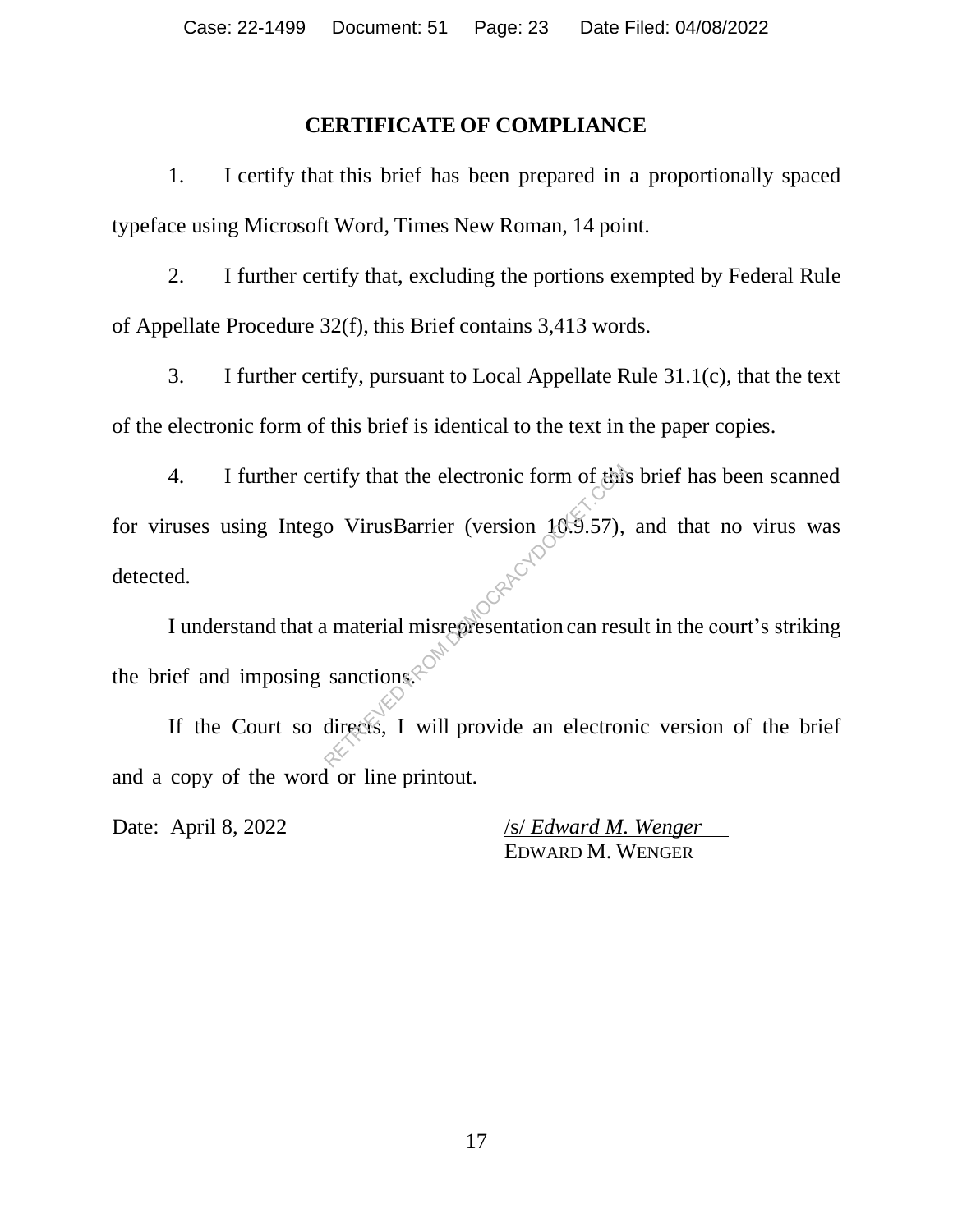## CERTIFICATE OF COMPLIANCE

1. I certify that this brief has been prepared in a proportionally spaced typeface using Microsoft Word, Times New Roman, 14 point.

2. I further certify that, excluding the portions exempted by Federal Rule of Appellate Procedure 32(f), this Brief contains 3,413 words.

3. I further certify, pursuant to Local Appellate Rule 31.1(c), that the text of the electronic form of this brief is identical to the text in the paper copies.

4. I further certify that the electronic form of this brief has been scanned for viruses using Intego VirusBarrier (version 10.9.57), and that no virus was detected.

I understand that a material misrepresentation can result in the court's striking the brief and imposing sanctions.

If the Court so directs, I will provide an electronic version of the brief and a copy of the word or line printout.

Date: April 8, 2022

/s/ *Edward M. Wenger*
EDWARD M. WENGER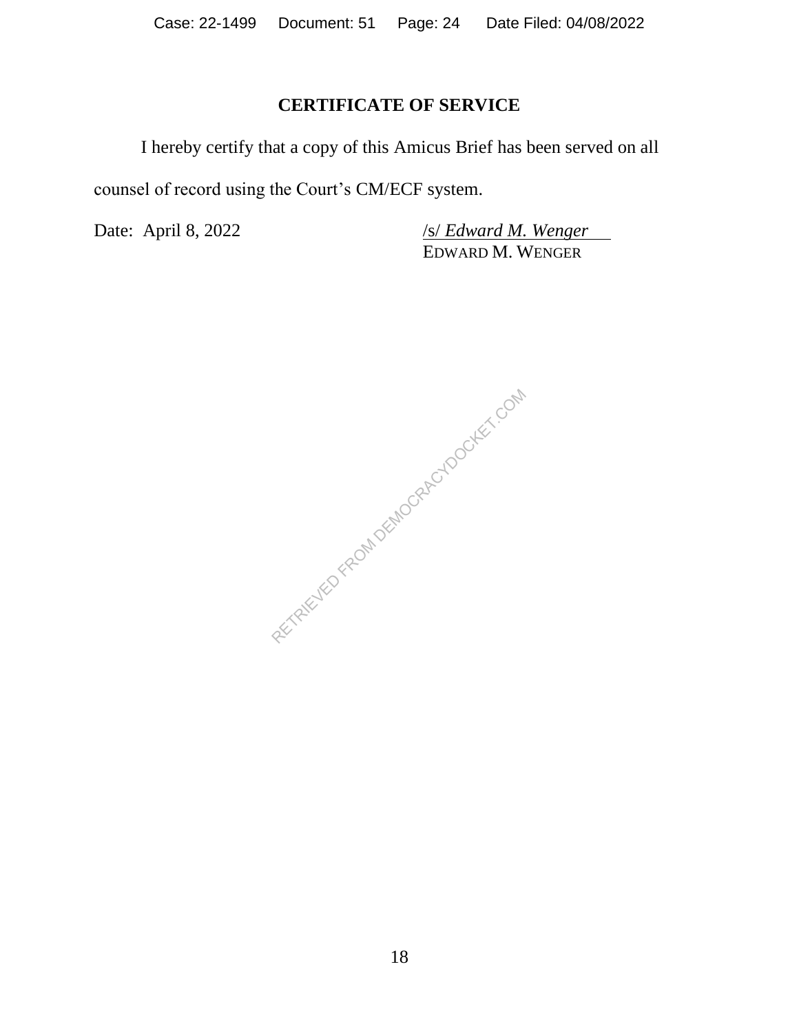## CERTIFICATE OF SERVICE

I hereby certify that a copy of this Amicus Brief has been served on all counsel of record using the Court's CM/ECF system.

Date: April 8, 2022

/s/ *Edward M. Wenger*
EDWARD M. WENGER